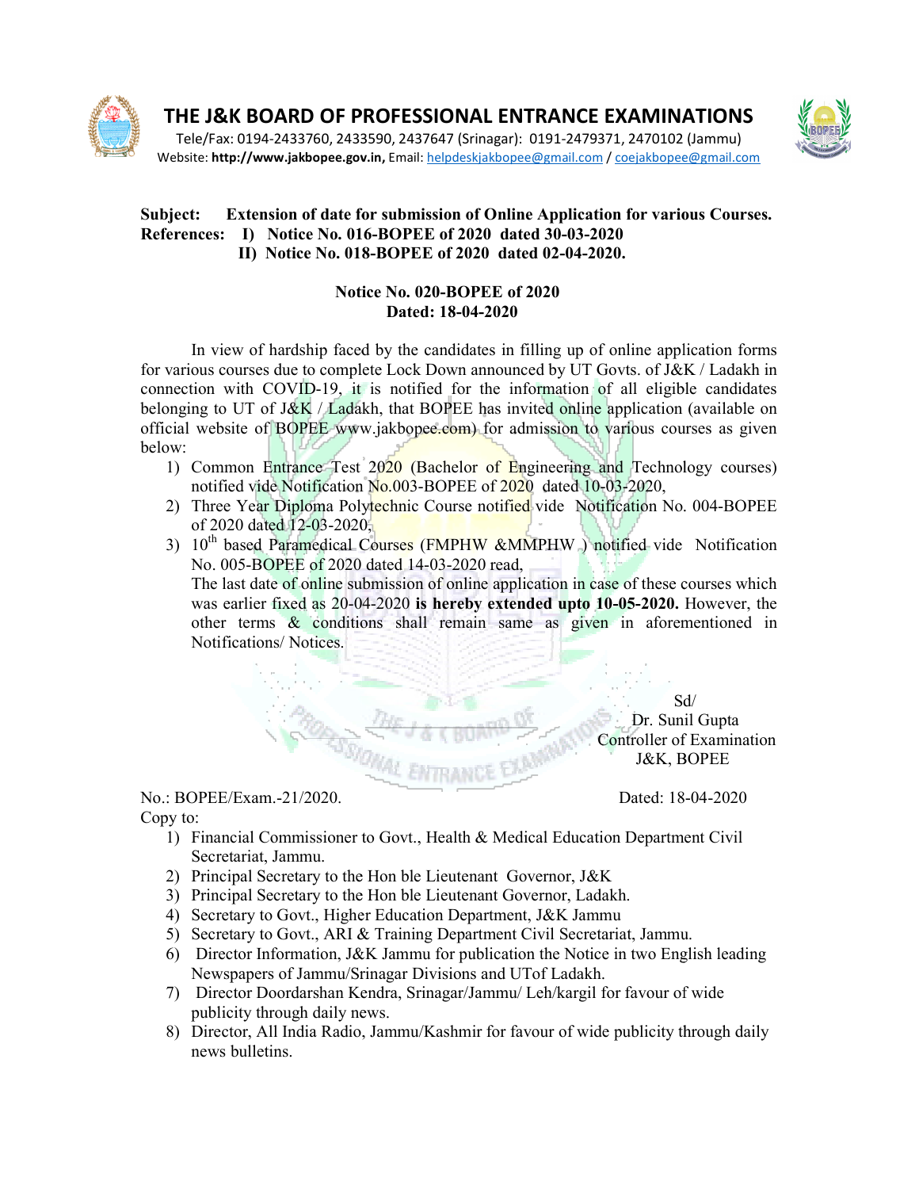# THE J&K BOARD OF PROFESSIONAL ENTRANCE EXAMINATIONS

Tele/Fax: 0194-2433760, 2433590, 2437647 (Srinagar): 0191-2479371, 2470102 (Jammu)
Website: **http://www.jakbopee.gov.in,** Email: helpdeskjakbopee@gmail.com / coejakbopee@gmail.com

**Subject: Extension of date for submission of Online Application for various Courses.**
**References: I) Notice No. 016-BOPEE of 2020 dated 30-03-2020**
**II) Notice No. 018-BOPEE of 2020 dated 02-04-2020.**

**Notice No. 020-BOPEE of 2020**
**Dated: 18-04-2020**

In view of hardship faced by the candidates in filling up of online application forms for various courses due to complete Lock Down announced by UT Govts. of J&K / Ladakh in connection with COVID-19, it is notified for the information of all eligible candidates belonging to UT of J&K / Ladakh, that BOPEE has invited online application (available on official website of BOPEE www.jakbopee.com) for admission to various courses as given below:

1) Common Entrance Test 2020 (Bachelor of Engineering and Technology courses) notified vide Notification No.003-BOPEE of 2020 dated 10-03-2020,
2) Three Year Diploma Polytechnic Course notified vide Notification No. 004-BOPEE of 2020 dated 12-03-2020,
3) 10th based Paramedical Courses (FMPHW &MMPHW ) notified vide Notification No. 005-BOPEE of 2020 dated 14-03-2020 read,

   The last date of online submission of online application in case of these courses which was earlier fixed as 20-04-2020 **is hereby extended upto 10-05-2020.** However, the other terms & conditions shall remain same as given in aforementioned in Notifications/ Notices.

Sd/
Dr. Sunil Gupta
Controller of Examination
J&K, BOPEE

No.: BOPEE/Exam.-21/2020. Dated: 18-04-2020

Copy to:

1) Financial Commissioner to Govt., Health & Medical Education Department Civil Secretariat, Jammu.
2) Principal Secretary to the Hon ble Lieutenant Governor, J&K
3) Principal Secretary to the Hon ble Lieutenant Governor, Ladakh.
4) Secretary to Govt., Higher Education Department, J&K Jammu
5) Secretary to Govt., ARI & Training Department Civil Secretariat, Jammu.
6) Director Information, J&K Jammu for publication the Notice in two English leading Newspapers of Jammu/Srinagar Divisions and UTof Ladakh.
7) Director Doordarshan Kendra, Srinagar/Jammu/ Leh/kargil for favour of wide publicity through daily news.
8) Director, All India Radio, Jammu/Kashmir for favour of wide publicity through daily news bulletins.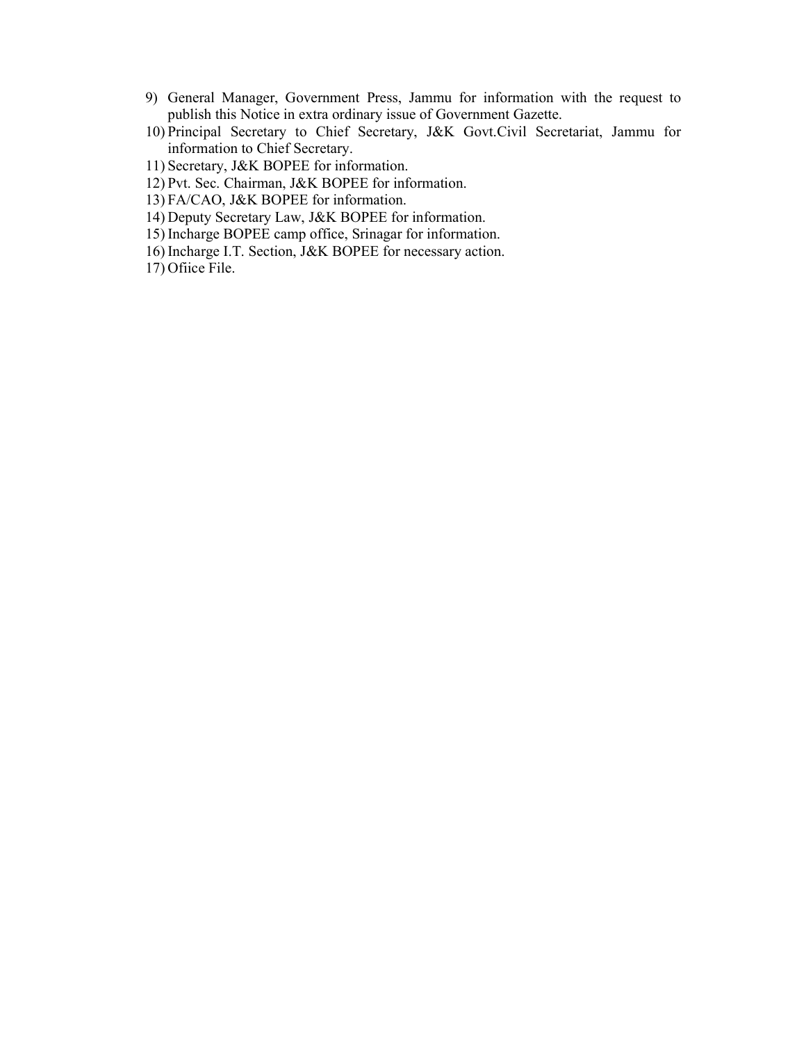9) General Manager, Government Press, Jammu for information with the request to publish this Notice in extra ordinary issue of Government Gazette.
10) Principal Secretary to Chief Secretary, J&K Govt.Civil Secretariat, Jammu for information to Chief Secretary.
11) Secretary, J&K BOPEE for information.
12) Pvt. Sec. Chairman, J&K BOPEE for information.
13) FA/CAO, J&K BOPEE for information.
14) Deputy Secretary Law, J&K BOPEE for information.
15) Incharge BOPEE camp office, Srinagar for information.
16) Incharge I.T. Section, J&K BOPEE for necessary action.
17) Ofiice File.